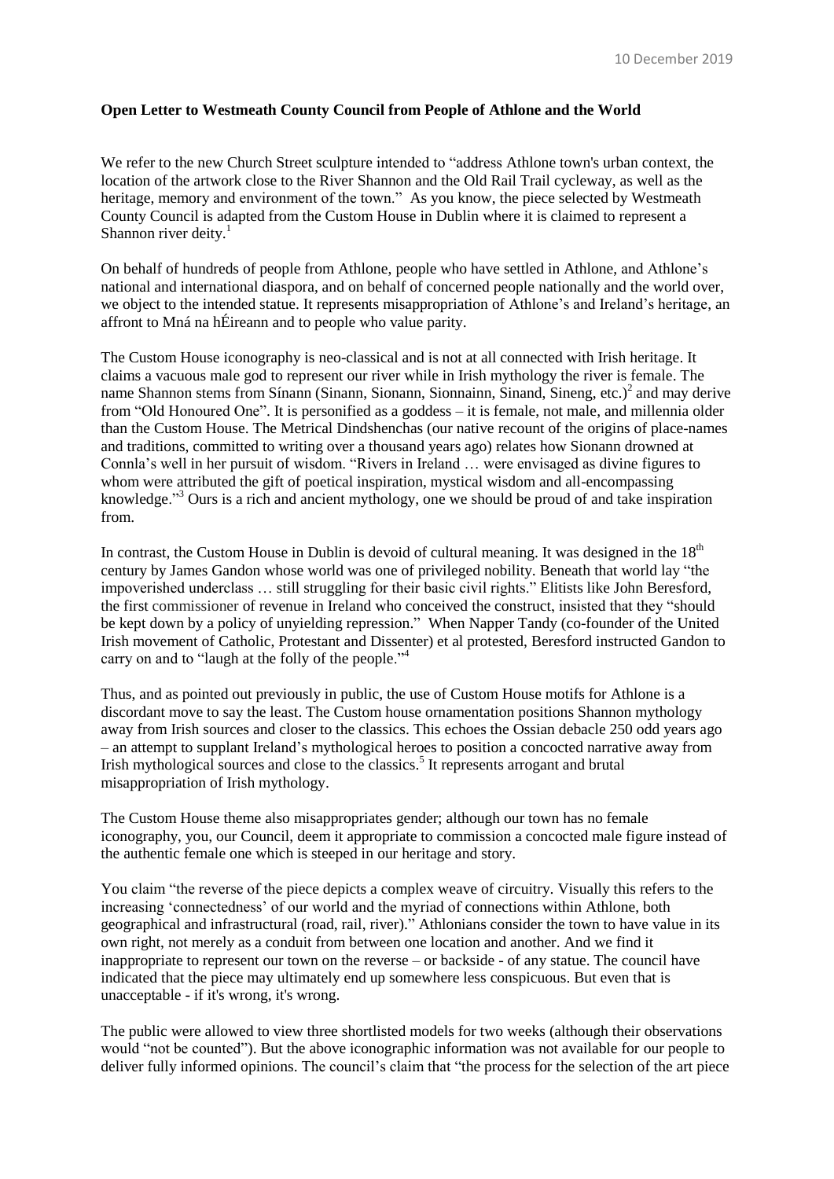10 December 2019

**Open Letter to Westmeath County Council from People of Athlone and the World**

We refer to the new Church Street sculpture intended to "address Athlone town's urban context, the location of the artwork close to the River Shannon and the Old Rail Trail cycleway, as well as the heritage, memory and environment of the town." As you know, the piece selected by Westmeath County Council is adapted from the Custom House in Dublin where it is claimed to represent a Shannon river deity.[1]

On behalf of hundreds of people from Athlone, people who have settled in Athlone, and Athlone's national and international diaspora, and on behalf of concerned people nationally and the world over, we object to the intended statue. It represents misappropriation of Athlone's and Ireland's heritage, an affront to Mná na hÉireann and to people who value parity.

The Custom House iconography is neo-classical and is not at all connected with Irish heritage. It claims a vacuous male god to represent our river while in Irish mythology the river is female. The name Shannon stems from Sínann (Sinann, Sionann, Sionnainn, Sinand, Sineng, etc.)[2] and may derive from "Old Honoured One". It is personified as a goddess – it is female, not male, and millennia older than the Custom House. The Metrical Dindshenchas (our native recount of the origins of place-names and traditions, committed to writing over a thousand years ago) relates how Sionann drowned at Connla's well in her pursuit of wisdom. "Rivers in Ireland … were envisaged as divine figures to whom were attributed the gift of poetical inspiration, mystical wisdom and all-encompassing knowledge."[3] Ours is a rich and ancient mythology, one we should be proud of and take inspiration from.

In contrast, the Custom House in Dublin is devoid of cultural meaning. It was designed in the 18th century by James Gandon whose world was one of privileged nobility. Beneath that world lay "the impoverished underclass … still struggling for their basic civil rights." Elitists like John Beresford, the first commissioner of revenue in Ireland who conceived the construct, insisted that they "should be kept down by a policy of unyielding repression." When Napper Tandy (co-founder of the United Irish movement of Catholic, Protestant and Dissenter) et al protested, Beresford instructed Gandon to carry on and to "laugh at the folly of the people."[4]

Thus, and as pointed out previously in public, the use of Custom House motifs for Athlone is a discordant move to say the least. The Custom house ornamentation positions Shannon mythology away from Irish sources and closer to the classics. This echoes the Ossian debacle 250 odd years ago – an attempt to supplant Ireland's mythological heroes to position a concocted narrative away from Irish mythological sources and close to the classics.[5] It represents arrogant and brutal misappropriation of Irish mythology.

The Custom House theme also misappropriates gender; although our town has no female iconography, you, our Council, deem it appropriate to commission a concocted male figure instead of the authentic female one which is steeped in our heritage and story.

You claim "the reverse of the piece depicts a complex weave of circuitry. Visually this refers to the increasing 'connectedness' of our world and the myriad of connections within Athlone, both geographical and infrastructural (road, rail, river)." Athlonians consider the town to have value in its own right, not merely as a conduit from between one location and another. And we find it inappropriate to represent our town on the reverse – or backside - of any statue. The council have indicated that the piece may ultimately end up somewhere less conspicuous. But even that is unacceptable - if it's wrong, it's wrong.

The public were allowed to view three shortlisted models for two weeks (although their observations would "not be counted"). But the above iconographic information was not available for our people to deliver fully informed opinions. The council's claim that "the process for the selection of the art piece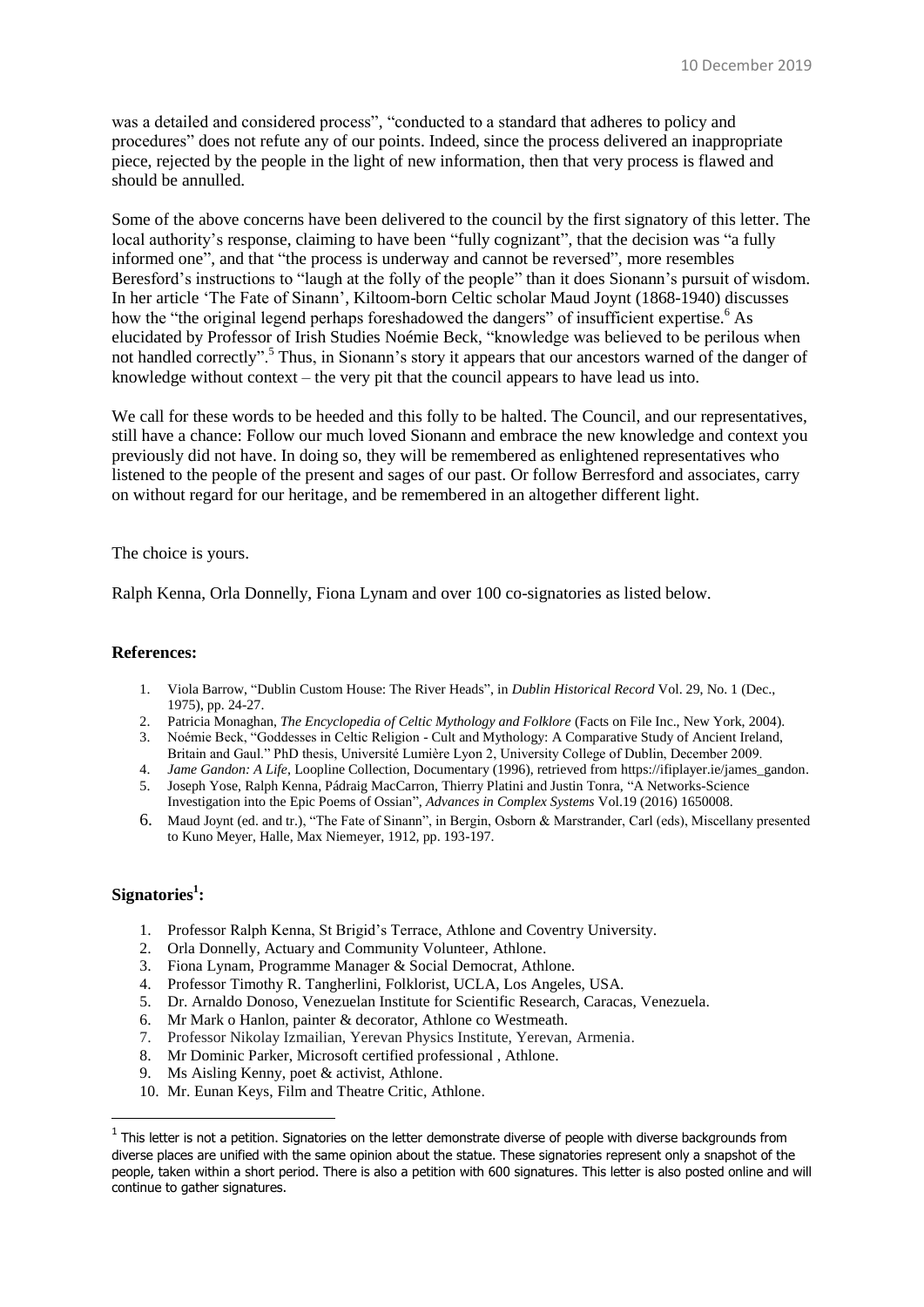was a detailed and considered process", "conducted to a standard that adheres to policy and procedures" does not refute any of our points. Indeed, since the process delivered an inappropriate piece, rejected by the people in the light of new information, then that very process is flawed and should be annulled.

Some of the above concerns have been delivered to the council by the first signatory of this letter. The local authority's response, claiming to have been "fully cognizant", that the decision was "a fully informed one", and that "the process is underway and cannot be reversed", more resembles Beresford's instructions to "laugh at the folly of the people" than it does Sionann's pursuit of wisdom. In her article 'The Fate of Sinann', Kiltoom-born Celtic scholar Maud Joynt (1868-1940) discusses how the "the original legend perhaps foreshadowed the dangers" of insufficient expertise.[6] As elucidated by Professor of Irish Studies Noémie Beck, "knowledge was believed to be perilous when not handled correctly".[5] Thus, in Sionann's story it appears that our ancestors warned of the danger of knowledge without context – the very pit that the council appears to have lead us into.

We call for these words to be heeded and this folly to be halted. The Council, and our representatives, still have a chance: Follow our much loved Sionann and embrace the new knowledge and context you previously did not have. In doing so, they will be remembered as enlightened representatives who listened to the people of the present and sages of our past. Or follow Berresford and associates, carry on without regard for our heritage, and be remembered in an altogether different light.

The choice is yours.

Ralph Kenna, Orla Donnelly, Fiona Lynam and over 100 co-signatories as listed below.

### References:

1. Viola Barrow, "Dublin Custom House: The River Heads", in *Dublin Historical Record* Vol. 29, No. 1 (Dec., 1975), pp. 24-27.
2. Patricia Monaghan, *The Encyclopedia of Celtic Mythology and Folklore* (Facts on File Inc., New York, 2004).
3. Noémie Beck, "Goddesses in Celtic Religion - Cult and Mythology: A Comparative Study of Ancient Ireland, Britain and Gaul." PhD thesis, Université Lumière Lyon 2, University College of Dublin, December 2009.
4. *Jame Gandon: A Life*, Loopline Collection, Documentary (1996), retrieved from https://ifiplayer.ie/james_gandon.
5. Joseph Yose, Ralph Kenna, Pádraig MacCarron, Thierry Platini and Justin Tonra, "A Networks-Science Investigation into the Epic Poems of Ossian", *Advances in Complex Systems* Vol.19 (2016) 1650008.
6. Maud Joynt (ed. and tr.), "The Fate of Sinann", in Bergin, Osborn & Marstrander, Carl (eds), Miscellany presented to Kuno Meyer, Halle, Max Niemeyer, 1912, pp. 193-197.

### Signatories[1]:

1. Professor Ralph Kenna, St Brigid's Terrace, Athlone and Coventry University.
2. Orla Donnelly, Actuary and Community Volunteer, Athlone.
3. Fiona Lynam, Programme Manager & Social Democrat, Athlone.
4. Professor Timothy R. Tangherlini, Folklorist, UCLA, Los Angeles, USA.
5. Dr. Arnaldo Donoso, Venezuelan Institute for Scientific Research, Caracas, Venezuela.
6. Mr Mark o Hanlon, painter & decorator, Athlone co Westmeath.
7. Professor Nikolay Izmailian, Yerevan Physics Institute, Yerevan, Armenia.
8. Mr Dominic Parker, Microsoft certified professional , Athlone.
9. Ms Aisling Kenny, poet & activist, Athlone.
10. Mr. Eunan Keys, Film and Theatre Critic, Athlone.

[1] This letter is not a petition. Signatories on the letter demonstrate diverse of people with diverse backgrounds from diverse places are unified with the same opinion about the statue. These signatories represent only a snapshot of the people, taken within a short period. There is also a petition with 600 signatures. This letter is also posted online and will continue to gather signatures.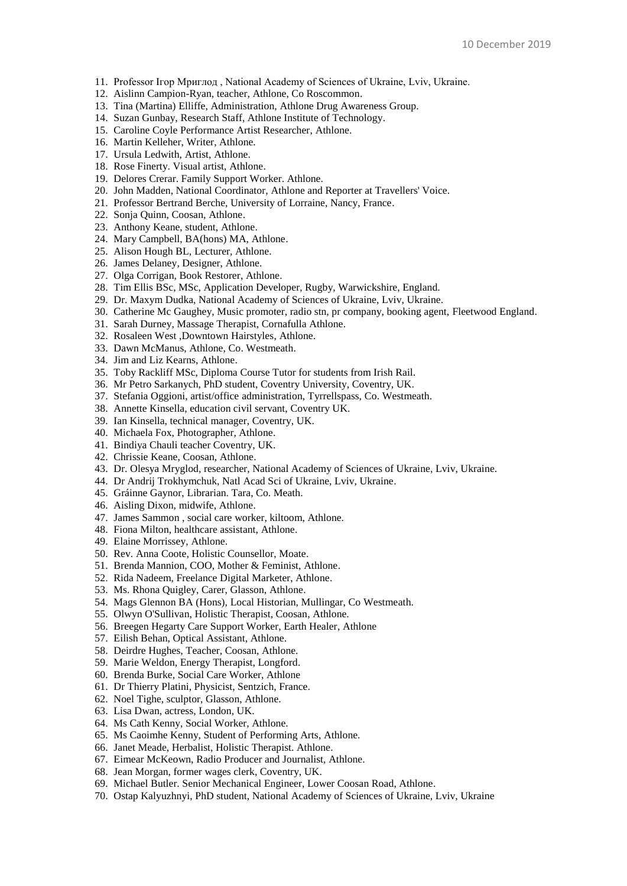11. Professor Ігор Мриглод , National Academy of Sciences of Ukraine, Lviv, Ukraine.
12. Aislinn Campion-Ryan, teacher, Athlone, Co Roscommon.
13. Tina (Martina) Elliffe, Administration, Athlone Drug Awareness Group.
14. Suzan Gunbay, Research Staff, Athlone Institute of Technology.
15. Caroline Coyle Performance Artist Researcher, Athlone.
16. Martin Kelleher, Writer, Athlone.
17. Ursula Ledwith, Artist, Athlone.
18. Rose Finerty. Visual artist, Athlone.
19. Delores Crerar. Family Support Worker. Athlone.
20. John Madden, National Coordinator, Athlone and Reporter at Travellers' Voice.
21. Professor Bertrand Berche, University of Lorraine, Nancy, France.
22. Sonja Quinn, Coosan, Athlone.
23. Anthony Keane, student, Athlone.
24. Mary Campbell, BA(hons) MA, Athlone.
25. Alison Hough BL, Lecturer, Athlone.
26. James Delaney, Designer, Athlone.
27. Olga Corrigan, Book Restorer, Athlone.
28. Tim Ellis BSc, MSc, Application Developer, Rugby, Warwickshire, England.
29. Dr. Maxym Dudka, National Academy of Sciences of Ukraine, Lviv, Ukraine.
30. Catherine Mc Gaughey, Music promoter, radio stn, pr company, booking agent, Fleetwood England.
31. Sarah Durney, Massage Therapist, Cornafulla Athlone.
32. Rosaleen West ,Downtown Hairstyles, Athlone.
33. Dawn McManus, Athlone, Co. Westmeath.
34. Jim and Liz Kearns, Athlone.
35. Toby Rackliff MSc, Diploma Course Tutor for students from Irish Rail.
36. Mr Petro Sarkanych, PhD student, Coventry University, Coventry, UK.
37. Stefania Oggioni, artist/office administration, Tyrrellspass, Co. Westmeath.
38. Annette Kinsella, education civil servant, Coventry UK.
39. Ian Kinsella, technical manager, Coventry, UK.
40. Michaela Fox, Photographer, Athlone.
41. Bindiya Chauli teacher Coventry, UK.
42. Chrissie Keane, Coosan, Athlone.
43. Dr. Olesya Mryglod, researcher, National Academy of Sciences of Ukraine, Lviv, Ukraine.
44. Dr Andrij Trokhymchuk, Natl Acad Sci of Ukraine, Lviv, Ukraine.
45. Gráinne Gaynor, Librarian. Tara, Co. Meath.
46. Aisling Dixon, midwife, Athlone.
47. James Sammon , social care worker, kiltoom, Athlone.
48. Fiona Milton, healthcare assistant, Athlone.
49. Elaine Morrissey, Athlone.
50. Rev. Anna Coote, Holistic Counsellor, Moate.
51. Brenda Mannion, COO, Mother & Feminist, Athlone.
52. Rida Nadeem, Freelance Digital Marketer, Athlone.
53. Ms. Rhona Quigley, Carer, Glasson, Athlone.
54. Mags Glennon BA (Hons), Local Historian, Mullingar, Co Westmeath.
55. Olwyn O'Sullivan, Holistic Therapist, Coosan, Athlone.
56. Breegen Hegarty Care Support Worker, Earth Healer, Athlone
57. Eilish Behan, Optical Assistant, Athlone.
58. Deirdre Hughes, Teacher, Coosan, Athlone.
59. Marie Weldon, Energy Therapist, Longford.
60. Brenda Burke, Social Care Worker, Athlone
61. Dr Thierry Platini, Physicist, Sentzich, France.
62. Noel Tighe, sculptor, Glasson, Athlone.
63. Lisa Dwan, actress, London, UK.
64. Ms Cath Kenny, Social Worker, Athlone.
65. Ms Caoimhe Kenny, Student of Performing Arts, Athlone.
66. Janet Meade, Herbalist, Holistic Therapist. Athlone.
67. Eimear McKeown, Radio Producer and Journalist, Athlone.
68. Jean Morgan, former wages clerk, Coventry, UK.
69. Michael Butler. Senior Mechanical Engineer, Lower Coosan Road, Athlone.
70. Ostap Kalyuzhnyi, PhD student, National Academy of Sciences of Ukraine, Lviv, Ukraine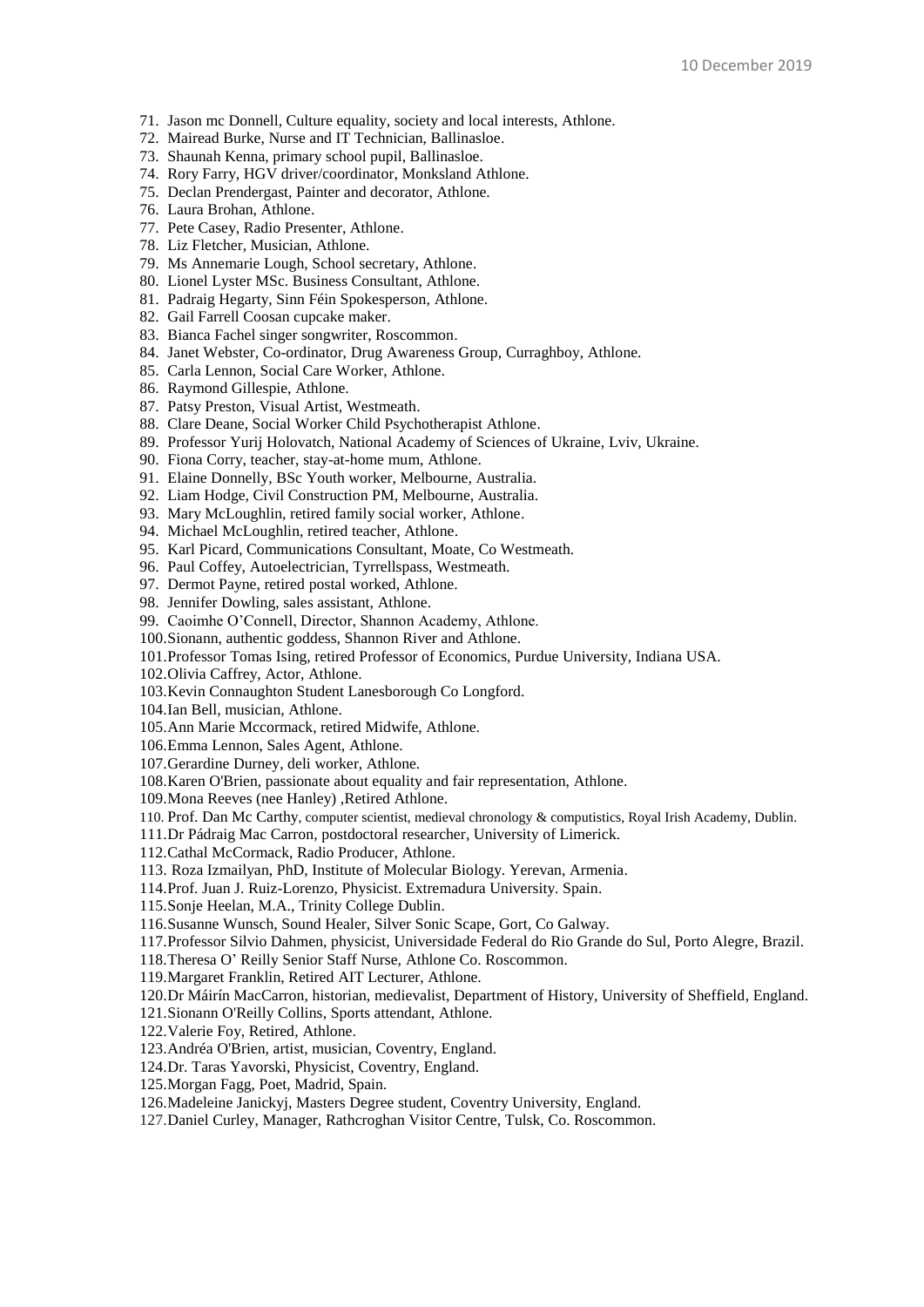71. Jason mc Donnell, Culture equality, society and local interests, Athlone.
72. Mairead Burke, Nurse and IT Technician, Ballinasloe.
73. Shaunah Kenna, primary school pupil, Ballinasloe.
74. Rory Farry, HGV driver/coordinator, Monksland Athlone.
75. Declan Prendergast, Painter and decorator, Athlone.
76. Laura Brohan, Athlone.
77. Pete Casey, Radio Presenter, Athlone.
78. Liz Fletcher, Musician, Athlone.
79. Ms Annemarie Lough, School secretary, Athlone.
80. Lionel Lyster MSc. Business Consultant, Athlone.
81. Padraig Hegarty, Sinn Féin Spokesperson, Athlone.
82. Gail Farrell Coosan cupcake maker.
83. Bianca Fachel singer songwriter, Roscommon.
84. Janet Webster, Co-ordinator, Drug Awareness Group, Curraghboy, Athlone.
85. Carla Lennon, Social Care Worker, Athlone.
86. Raymond Gillespie, Athlone.
87. Patsy Preston, Visual Artist, Westmeath.
88. Clare Deane, Social Worker Child Psychotherapist Athlone.
89. Professor Yurij Holovatch, National Academy of Sciences of Ukraine, Lviv, Ukraine.
90. Fiona Corry, teacher, stay-at-home mum, Athlone.
91. Elaine Donnelly, BSc Youth worker, Melbourne, Australia.
92. Liam Hodge, Civil Construction PM, Melbourne, Australia.
93. Mary McLoughlin, retired family social worker, Athlone.
94. Michael McLoughlin, retired teacher, Athlone.
95. Karl Picard, Communications Consultant, Moate, Co Westmeath.
96. Paul Coffey, Autoelectrician, Tyrrellspass, Westmeath.
97. Dermot Payne, retired postal worked, Athlone.
98. Jennifer Dowling, sales assistant, Athlone.
99. Caoimhe O'Connell, Director, Shannon Academy, Athlone.
100. Sionann, authentic goddess, Shannon River and Athlone.
101. Professor Tomas Ising, retired Professor of Economics, Purdue University, Indiana USA.
102. Olivia Caffrey, Actor, Athlone.
103. Kevin Connaughton Student Lanesborough Co Longford.
104. Ian Bell, musician, Athlone.
105. Ann Marie Mccormack, retired Midwife, Athlone.
106. Emma Lennon, Sales Agent, Athlone.
107. Gerardine Durney, deli worker, Athlone.
108. Karen O'Brien, passionate about equality and fair representation, Athlone.
109. Mona Reeves (nee Hanley) ,Retired Athlone.
110. Prof. Dan Mc Carthy, computer scientist, medieval chronology & computistics, Royal Irish Academy, Dublin.
111. Dr Pádraig Mac Carron, postdoctoral researcher, University of Limerick.
112. Cathal McCormack, Radio Producer, Athlone.
113. Roza Izmailyan, PhD, Institute of Molecular Biology. Yerevan, Armenia.
114. Prof. Juan J. Ruiz-Lorenzo, Physicist. Extremadura University. Spain.
115. Sonje Heelan, M.A., Trinity College Dublin.
116. Susanne Wunsch, Sound Healer, Silver Sonic Scape, Gort, Co Galway.
117. Professor Silvio Dahmen, physicist, Universidade Federal do Rio Grande do Sul, Porto Alegre, Brazil.
118. Theresa O' Reilly Senior Staff Nurse, Athlone Co. Roscommon.
119. Margaret Franklin, Retired AIT Lecturer, Athlone.
120. Dr Máirín MacCarron, historian, medievalist, Department of History, University of Sheffield, England.
121. Sionann O'Reilly Collins, Sports attendant, Athlone.
122. Valerie Foy, Retired, Athlone.
123. Andréa O'Brien, artist, musician, Coventry, England.
124. Dr. Taras Yavorski, Physicist, Coventry, England.
125. Morgan Fagg, Poet, Madrid, Spain.
126. Madeleine Janickyj, Masters Degree student, Coventry University, England.
127. Daniel Curley, Manager, Rathcroghan Visitor Centre, Tulsk, Co. Roscommon.